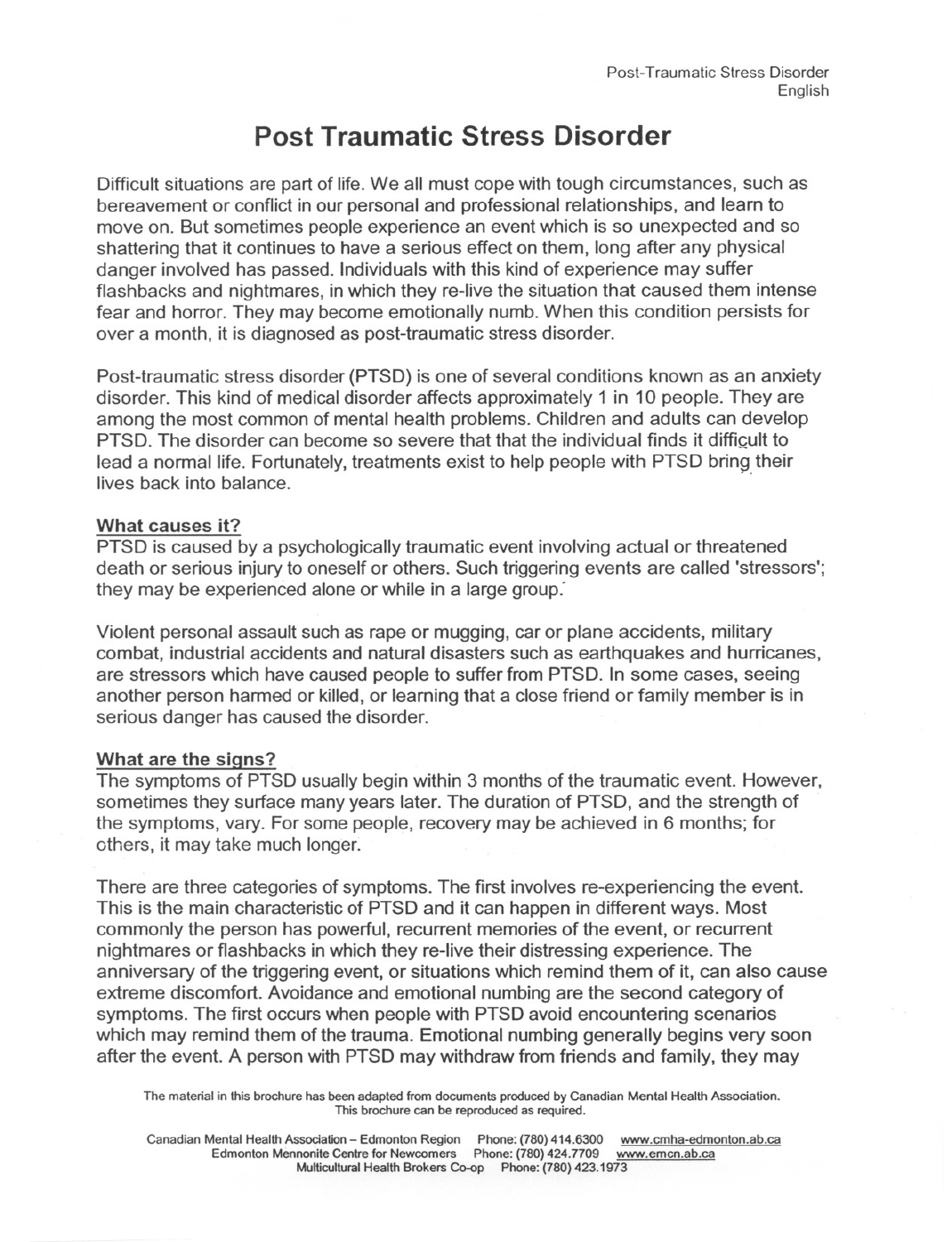# Post Traumatic Stress Disorder

Difficult situations are part of life. We all must cope with tough circumstances, such as bereavement or conflict in our personal and professional relationships, and learn to move on. But sometimes people experience an event which is so unexpected and so shattering that it continues to have a serious effect on them, long after any physical danger involved has passed. Individuals with this kind of experience may suffer flashbacks and nightmares, in which they re-live the situation that caused them intense fear and horror. They may become emotionally numb. When this condition persists for over a month, it is diagnosed as post-traumatic stress disorder.

Post-traumatic stress disorder (PTSD) is one of several conditions known as an anxiety disorder. This kind of medical disorder affects approximately 1 in 10 people. They are among the most common of mental health problems. Children and adults can develop PTSD. The disorder can become so severe that that the individual finds it difficult to lead a normal life. Fortunately, treatments exist to help people with PTSD bring their lives back into balance.

## What causes it?

PTSD is caused by a psychologically traumatic event involving actual or threatened death or serious injury to oneself or others. Such triggering events are called 'stressors'; they may be experienced alone or while in a large group.

Violent personal assault such as rape or mugging, car or plane accidents, military combat, industrial accidents and natural disasters such as earthquakes and hurricanes, are stressors which have caused people to suffer from PTSD. In some cases, seeing another person harmed or killed, or learning that a close friend or family member is in serious danger has caused the disorder.

## What are the signs?

The symptoms of PTSD usually begin within 3 months of the traumatic event. However, sometimes they surface many years later. The duration of PTSD, and the strength of the symptoms, vary. For some people, recovery may be achieved in 6 months; for others, it may take much longer.

There are three categories of symptoms. The first involves re-experiencing the event. This is the main characteristic of PTSD and it can happen in different ways. Most commonly the person has powerful, recurrent memories of the event, or recurrent nightmares or flashbacks in which they re-live their distressing experience. The anniversary of the triggering event, or situations which remind them of it, can also cause extreme discomfort. Avoidance and emotional numbing are the second category of symptoms. The first occurs when people with PTSD avoid encountering scenarios which may remind them of the trauma. Emotional numbing generally begins very soon after the event. A person with PTSD may withdraw from friends and family, they may

The material in this brochure has been adapted from documents produced by Canadian Mental Health Association. This brochure can be reproduced as required.

Canadian Mental Health Association – Edmonton Region Phone: (780) 414.6300 www.cmha-edmonton.ab.ca
Edmonton Mennonite Centre for Newcomers Phone: (780) 424.7709 www.emcn.ab.ca
Multicultural Health Brokers Co-op Phone: (780) 423.1973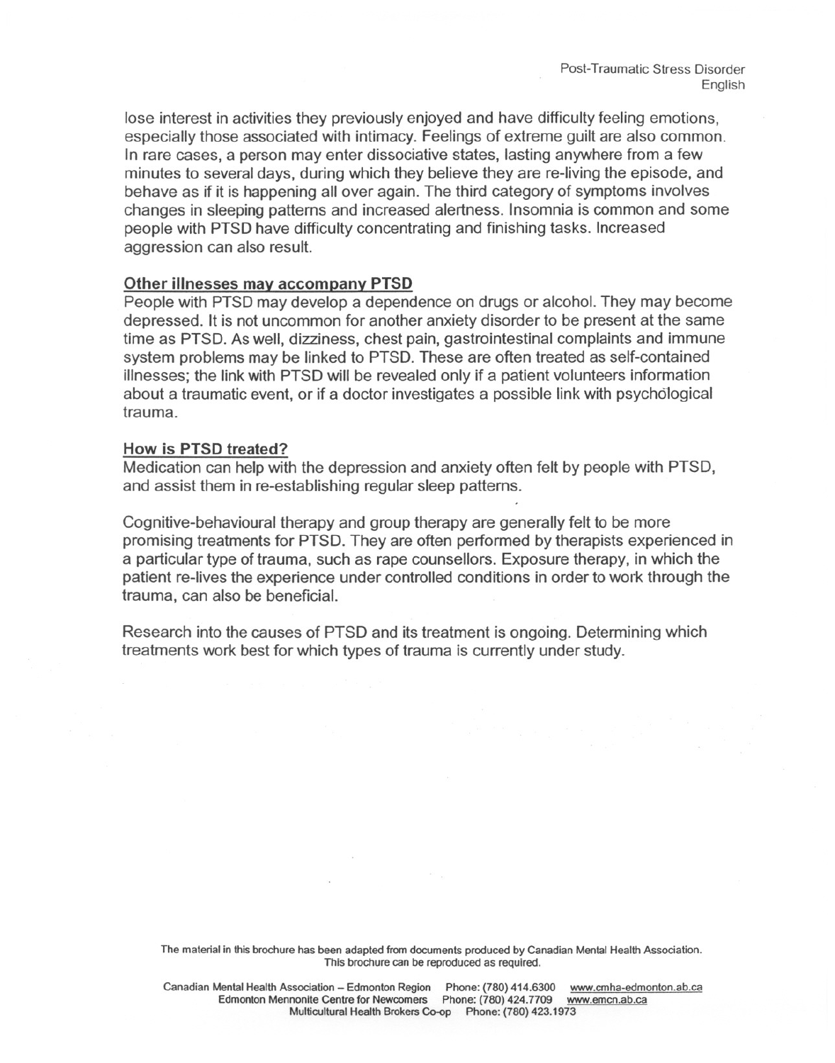lose interest in activities they previously enjoyed and have difficulty feeling emotions, especially those associated with intimacy. Feelings of extreme guilt are also common. In rare cases, a person may enter dissociative states, lasting anywhere from a few minutes to several days, during which they believe they are re-living the episode, and behave as if it is happening all over again. The third category of symptoms involves changes in sleeping patterns and increased alertness. Insomnia is common and some people with PTSD have difficulty concentrating and finishing tasks. Increased aggression can also result.

## Other illnesses may accompany PTSD

People with PTSD may develop a dependence on drugs or alcohol. They may become depressed. It is not uncommon for another anxiety disorder to be present at the same time as PTSD. As well, dizziness, chest pain, gastrointestinal complaints and immune system problems may be linked to PTSD. These are often treated as self-contained illnesses; the link with PTSD will be revealed only if a patient volunteers information about a traumatic event, or if a doctor investigates a possible link with psychological trauma.

## How is PTSD treated?

Medication can help with the depression and anxiety often felt by people with PTSD, and assist them in re-establishing regular sleep patterns.

Cognitive-behavioural therapy and group therapy are generally felt to be more promising treatments for PTSD. They are often performed by therapists experienced in a particular type of trauma, such as rape counsellors. Exposure therapy, in which the patient re-lives the experience under controlled conditions in order to work through the trauma, can also be beneficial.

Research into the causes of PTSD and its treatment is ongoing. Determining which treatments work best for which types of trauma is currently under study.

The material in this brochure has been adapted from documents produced by Canadian Mental Health Association. This brochure can be reproduced as required.

Canadian Mental Health Association – Edmonton Region Phone: (780) 414.6300 www.cmha-edmonton.ab.ca
Edmonton Mennonite Centre for Newcomers Phone: (780) 424.7709 www.emcn.ab.ca
Multicultural Health Brokers Co-op Phone: (780) 423.1973